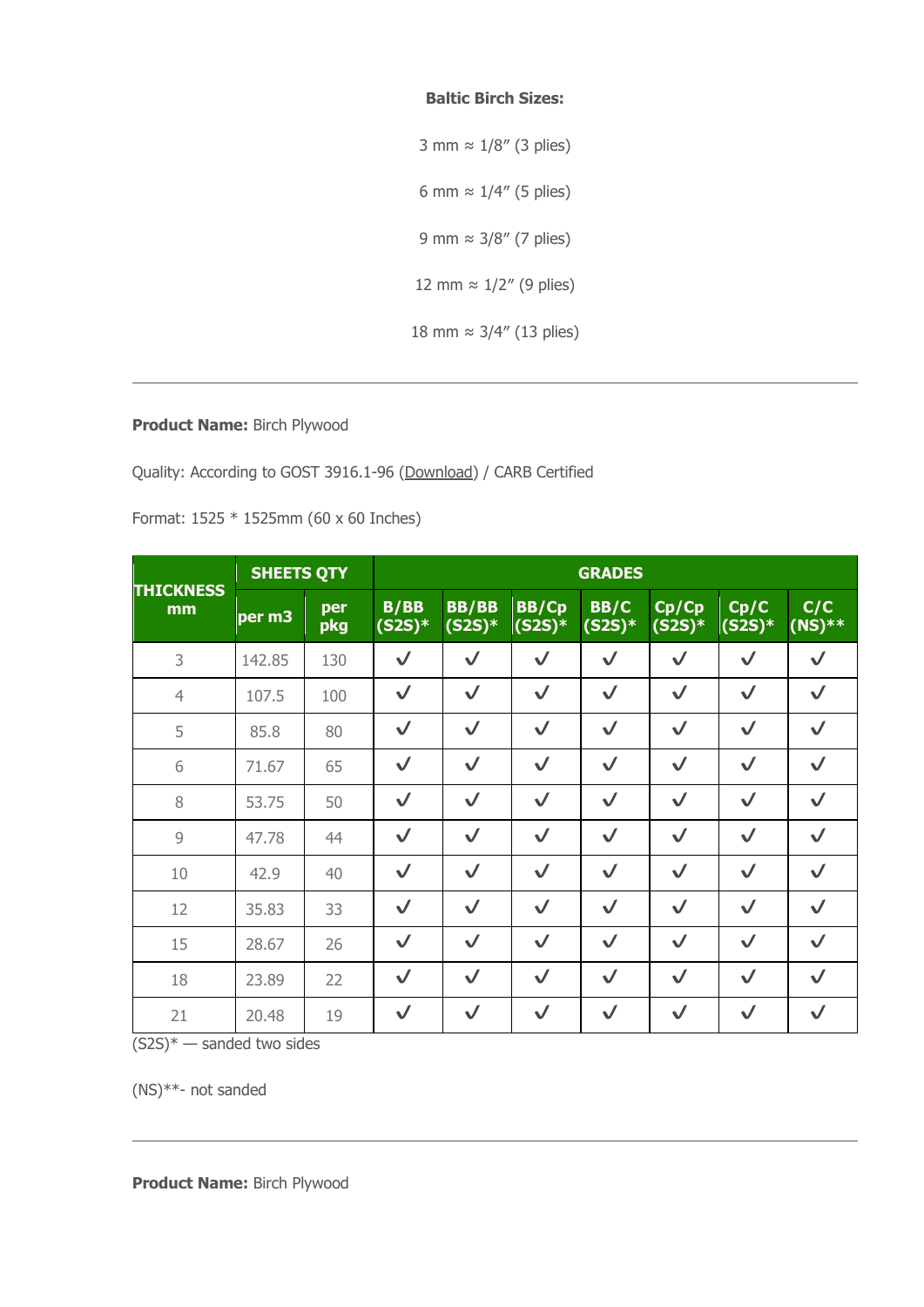**Baltic Birch Sizes:**

3 mm ≈ 1/8″ (3 plies)

6 mm ≈ 1/4″ (5 plies)

9 mm ≈ 3/8″ (7 plies)

12 mm ≈ 1/2″ (9 plies)

18 mm ≈ 3/4″ (13 plies)

---

**Product Name:** Birch Plywood

Quality: According to GOST 3916.1-96 (Download) / CARB Certified

Format: 1525 * 1525mm (60 x 60 Inches)

| THICKNESS mm | SHEETS QTY | | GRADES | | | | | | |
|---|---|---|---|---|---|---|---|---|---|
| | per m3 | per pkg | B/BB (S2S)* | BB/BB (S2S)* | BB/Cp (S2S)* | BB/C (S2S)* | Cp/Cp (S2S)* | Cp/C (S2S)* | C/C (NS)** |
| 3 | 142.85 | 130 | ✓ | ✓ | ✓ | ✓ | ✓ | ✓ | ✓ |
| 4 | 107.5 | 100 | ✓ | ✓ | ✓ | ✓ | ✓ | ✓ | ✓ |
| 5 | 85.8 | 80 | ✓ | ✓ | ✓ | ✓ | ✓ | ✓ | ✓ |
| 6 | 71.67 | 65 | ✓ | ✓ | ✓ | ✓ | ✓ | ✓ | ✓ |
| 8 | 53.75 | 50 | ✓ | ✓ | ✓ | ✓ | ✓ | ✓ | ✓ |
| 9 | 47.78 | 44 | ✓ | ✓ | ✓ | ✓ | ✓ | ✓ | ✓ |
| 10 | 42.9 | 40 | ✓ | ✓ | ✓ | ✓ | ✓ | ✓ | ✓ |
| 12 | 35.83 | 33 | ✓ | ✓ | ✓ | ✓ | ✓ | ✓ | ✓ |
| 15 | 28.67 | 26 | ✓ | ✓ | ✓ | ✓ | ✓ | ✓ | ✓ |
| 18 | 23.89 | 22 | ✓ | ✓ | ✓ | ✓ | ✓ | ✓ | ✓ |
| 21 | 20.48 | 19 | ✓ | ✓ | ✓ | ✓ | ✓ | ✓ | ✓ |

(S2S)* — sanded two sides

(NS)**- not sanded

---

**Product Name:** Birch Plywood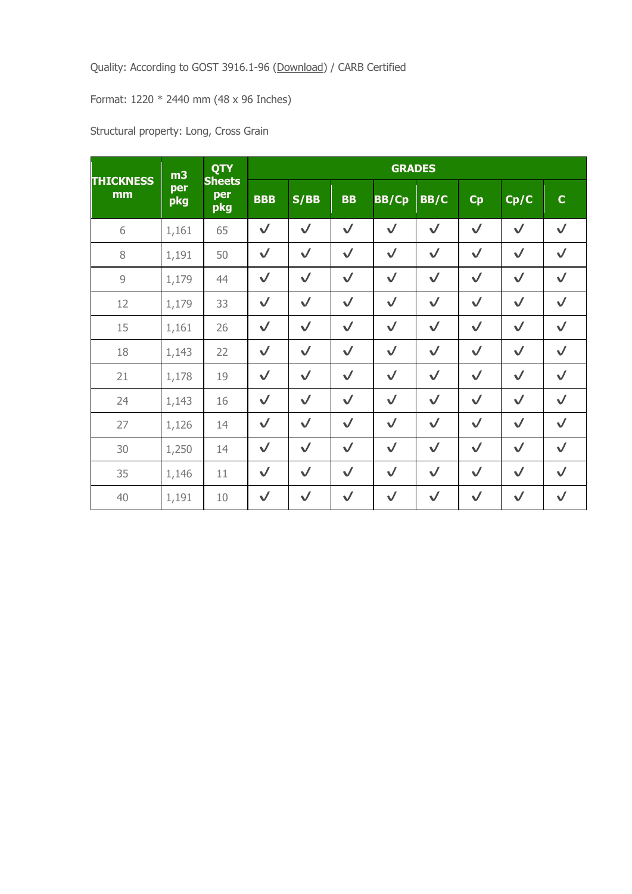Quality: According to GOST 3916.1-96 (Download) / CARB Certified

Format: 1220 * 2440 mm (48 x 96 Inches)

Structural property: Long, Cross Grain

| THICKNESS mm | m3 per pkg | QTY Sheets per pkg | GRADES | | | | | | | |
|---|---|---|---|---|---|---|---|---|---|---|
| | | | BBB | S/BB | BB | BB/Cp | BB/C | Cp | Cp/C | C |
| 6 | 1,161 | 65 | ✓ | ✓ | ✓ | ✓ | ✓ | ✓ | ✓ | ✓ |
| 8 | 1,191 | 50 | ✓ | ✓ | ✓ | ✓ | ✓ | ✓ | ✓ | ✓ |
| 9 | 1,179 | 44 | ✓ | ✓ | ✓ | ✓ | ✓ | ✓ | ✓ | ✓ |
| 12 | 1,179 | 33 | ✓ | ✓ | ✓ | ✓ | ✓ | ✓ | ✓ | ✓ |
| 15 | 1,161 | 26 | ✓ | ✓ | ✓ | ✓ | ✓ | ✓ | ✓ | ✓ |
| 18 | 1,143 | 22 | ✓ | ✓ | ✓ | ✓ | ✓ | ✓ | ✓ | ✓ |
| 21 | 1,178 | 19 | ✓ | ✓ | ✓ | ✓ | ✓ | ✓ | ✓ | ✓ |
| 24 | 1,143 | 16 | ✓ | ✓ | ✓ | ✓ | ✓ | ✓ | ✓ | ✓ |
| 27 | 1,126 | 14 | ✓ | ✓ | ✓ | ✓ | ✓ | ✓ | ✓ | ✓ |
| 30 | 1,250 | 14 | ✓ | ✓ | ✓ | ✓ | ✓ | ✓ | ✓ | ✓ |
| 35 | 1,146 | 11 | ✓ | ✓ | ✓ | ✓ | ✓ | ✓ | ✓ | ✓ |
| 40 | 1,191 | 10 | ✓ | ✓ | ✓ | ✓ | ✓ | ✓ | ✓ | ✓ |